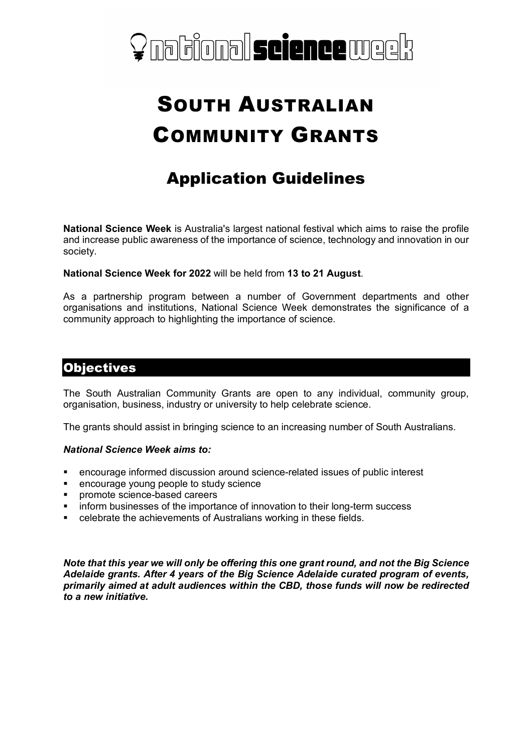national **science** week

# SOUTH AUSTRALIAN COMMUNITY GRANTS

## Application Guidelines

**National Science Week** is Australia's largest national festival which aims to raise the profile and increase public awareness of the importance of science, technology and innovation in our society.

**National Science Week for 2022** will be held from **13 to 21 August**.

As a partnership program between a number of Government departments and other organisations and institutions, National Science Week demonstrates the significance of a community approach to highlighting the importance of science.

## Objectives

The South Australian Community Grants are open to any individual, community group, organisation, business, industry or university to help celebrate science.

The grants should assist in bringing science to an increasing number of South Australians.

***National Science Week aims to:***

- encourage informed discussion around science-related issues of public interest
- encourage young people to study science
- promote science-based careers
- inform businesses of the importance of innovation to their long-term success
- celebrate the achievements of Australians working in these fields.

***Note that this year we will only be offering this one grant round, and not the Big Science Adelaide grants. After 4 years of the Big Science Adelaide curated program of events, primarily aimed at adult audiences within the CBD, those funds will now be redirected to a new initiative.***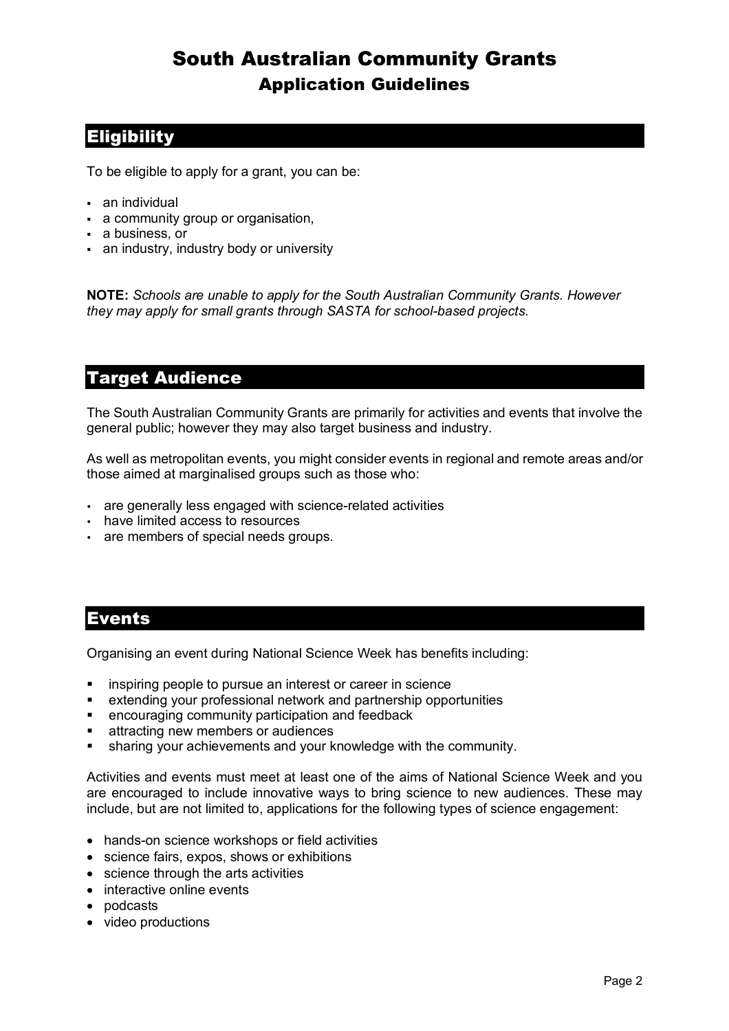# South Australian Community Grants
## Application Guidelines

## Eligibility

To be eligible to apply for a grant, you can be:

- an individual
- a community group or organisation,
- a business, or
- an industry, industry body or university

**NOTE:** *Schools are unable to apply for the South Australian Community Grants. However they may apply for small grants through SASTA for school-based projects.*

## Target Audience

The South Australian Community Grants are primarily for activities and events that involve the general public; however they may also target business and industry.

As well as metropolitan events, you might consider events in regional and remote areas and/or those aimed at marginalised groups such as those who:

- are generally less engaged with science-related activities
- have limited access to resources
- are members of special needs groups.

## Events

Organising an event during National Science Week has benefits including:

- inspiring people to pursue an interest or career in science
- extending your professional network and partnership opportunities
- encouraging community participation and feedback
- attracting new members or audiences
- sharing your achievements and your knowledge with the community.

Activities and events must meet at least one of the aims of National Science Week and you are encouraged to include innovative ways to bring science to new audiences. These may include, but are not limited to, applications for the following types of science engagement:

- hands-on science workshops or field activities
- science fairs, expos, shows or exhibitions
- science through the arts activities
- interactive online events
- podcasts
- video productions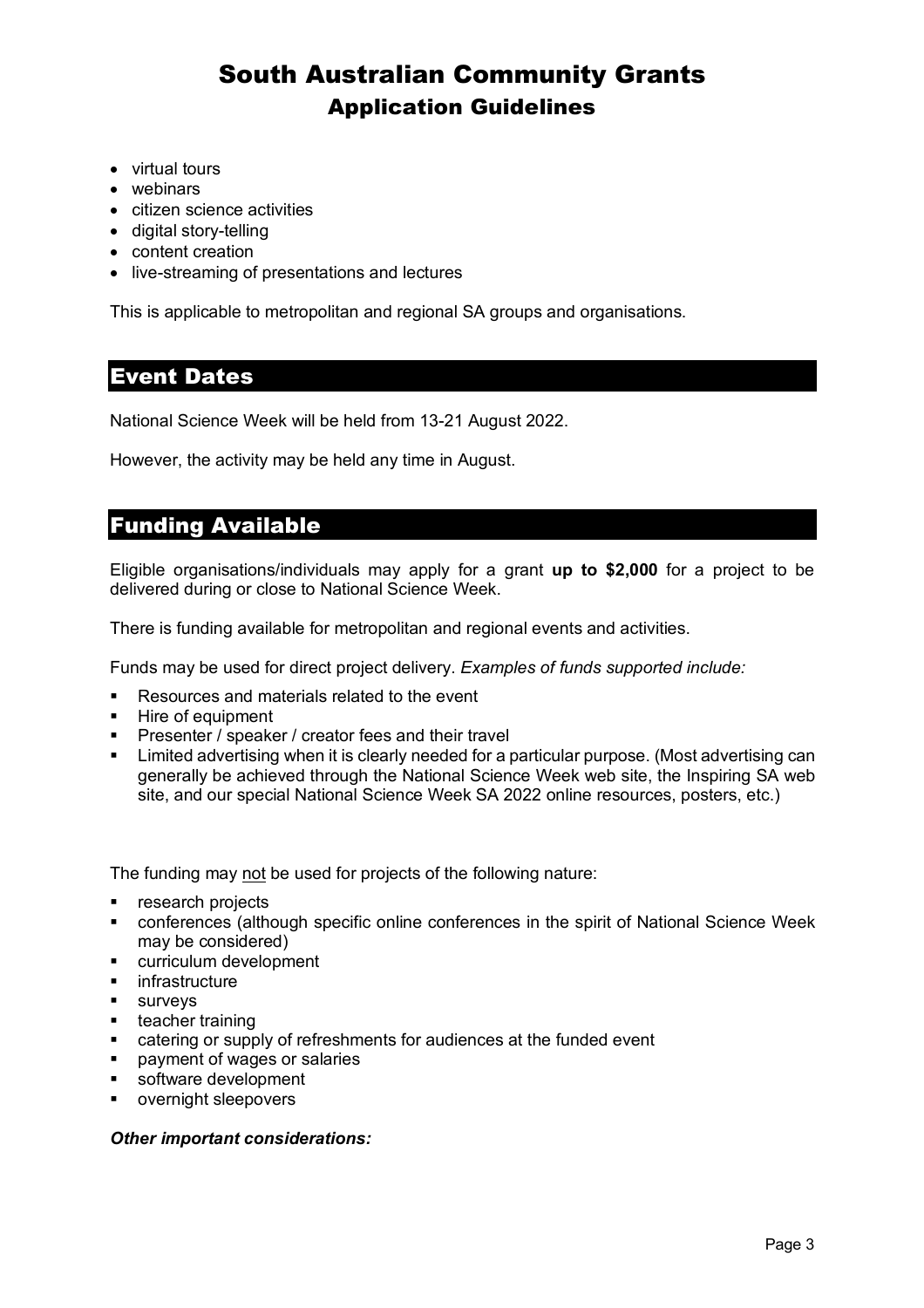- virtual tours
- webinars
- citizen science activities
- digital story-telling
- content creation
- live-streaming of presentations and lectures

This is applicable to metropolitan and regional SA groups and organisations.

## Event Dates

National Science Week will be held from 13-21 August 2022.

However, the activity may be held any time in August.

## Funding Available

Eligible organisations/individuals may apply for a grant **up to $2,000** for a project to be delivered during or close to National Science Week.

There is funding available for metropolitan and regional events and activities.

Funds may be used for direct project delivery. *Examples of funds supported include:*

- Resources and materials related to the event
- Hire of equipment
- Presenter / speaker / creator fees and their travel
- Limited advertising when it is clearly needed for a particular purpose. (Most advertising can generally be achieved through the National Science Week web site, the Inspiring SA web site, and our special National Science Week SA 2022 online resources, posters, etc.)

The funding may not be used for projects of the following nature:

- research projects
- conferences (although specific online conferences in the spirit of National Science Week may be considered)
- curriculum development
- infrastructure
- surveys
- teacher training
- catering or supply of refreshments for audiences at the funded event
- payment of wages or salaries
- software development
- overnight sleepovers

***Other important considerations:***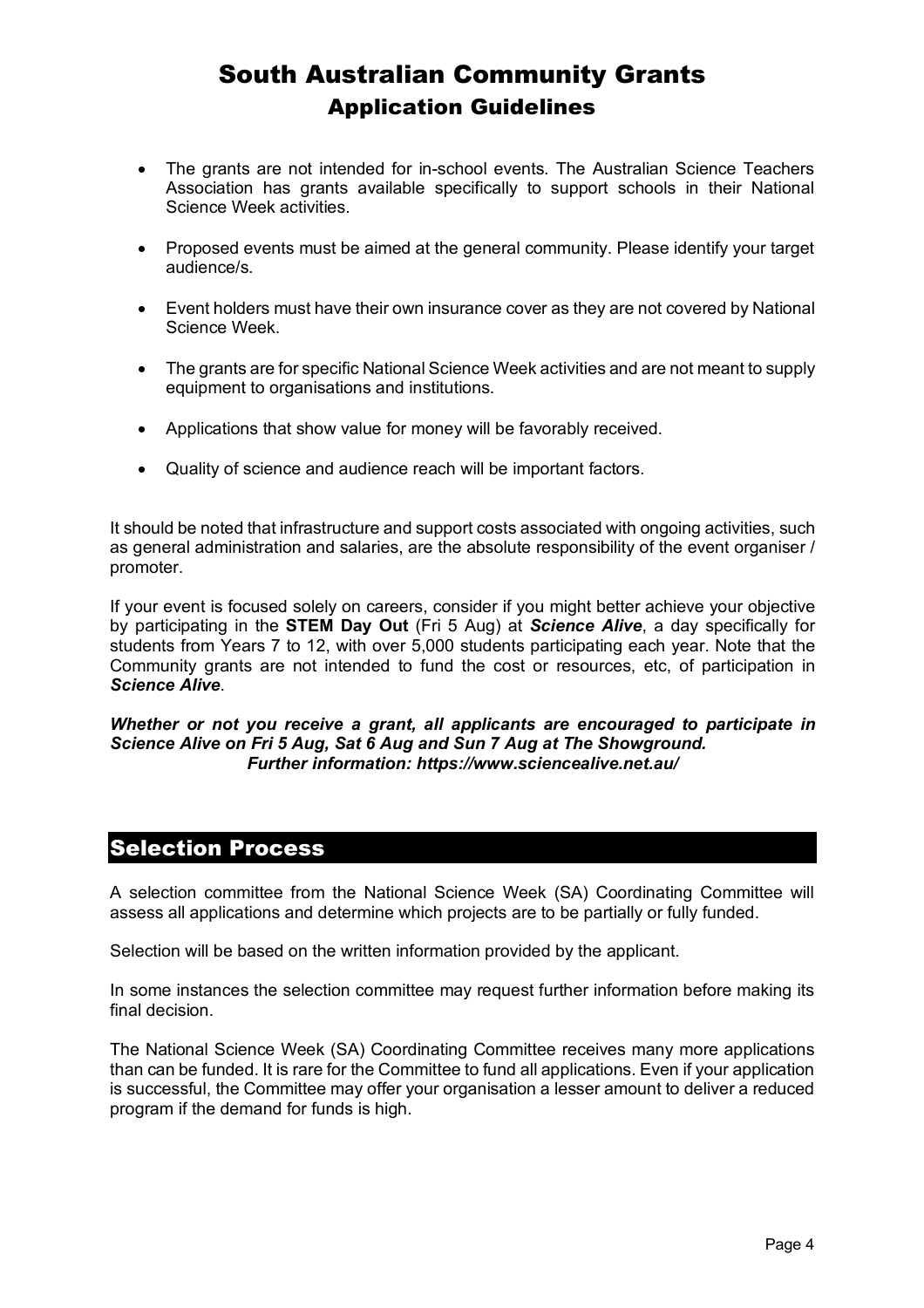# South Australian Community Grants

## Application Guidelines

- The grants are not intended for in-school events. The Australian Science Teachers Association has grants available specifically to support schools in their National Science Week activities.
- Proposed events must be aimed at the general community. Please identify your target audience/s.
- Event holders must have their own insurance cover as they are not covered by National Science Week.
- The grants are for specific National Science Week activities and are not meant to supply equipment to organisations and institutions.
- Applications that show value for money will be favorably received.
- Quality of science and audience reach will be important factors.

It should be noted that infrastructure and support costs associated with ongoing activities, such as general administration and salaries, are the absolute responsibility of the event organiser / promoter.

If your event is focused solely on careers, consider if you might better achieve your objective by participating in the **STEM Day Out** (Fri 5 Aug) at ***Science Alive***, a day specifically for students from Years 7 to 12, with over 5,000 students participating each year. Note that the Community grants are not intended to fund the cost or resources, etc, of participation in ***Science Alive***.

***Whether or not you receive a grant, all applicants are encouraged to participate in Science Alive on Fri 5 Aug, Sat 6 Aug and Sun 7 Aug at The Showground.***
***Further information: https://www.sciencealive.net.au/***

## Selection Process

A selection committee from the National Science Week (SA) Coordinating Committee will assess all applications and determine which projects are to be partially or fully funded.

Selection will be based on the written information provided by the applicant.

In some instances the selection committee may request further information before making its final decision.

The National Science Week (SA) Coordinating Committee receives many more applications than can be funded. It is rare for the Committee to fund all applications. Even if your application is successful, the Committee may offer your organisation a lesser amount to deliver a reduced program if the demand for funds is high.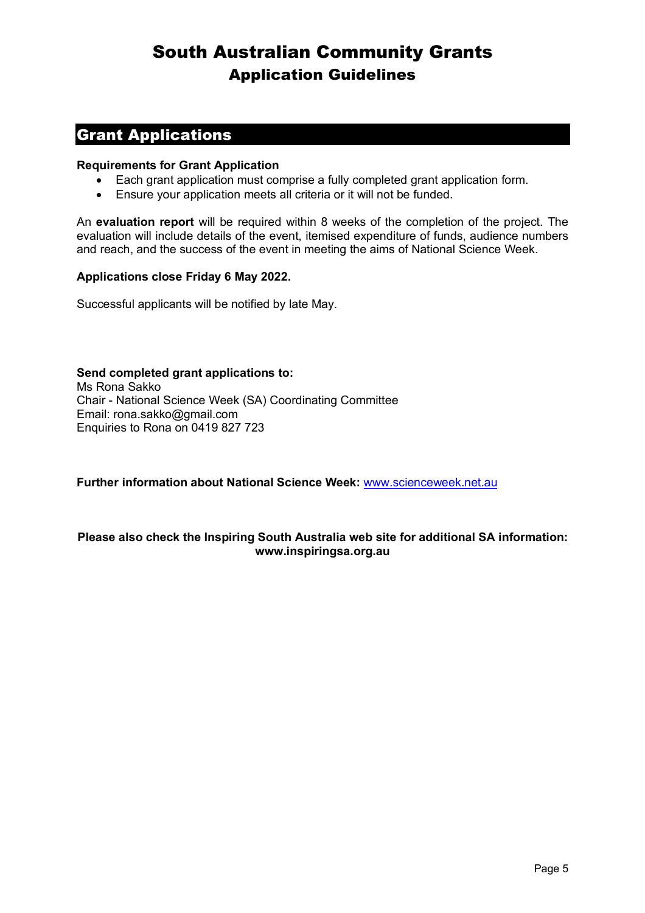# South Australian Community Grants
## Application Guidelines

## Grant Applications

**Requirements for Grant Application**

- Each grant application must comprise a fully completed grant application form.
- Ensure your application meets all criteria or it will not be funded.

An **evaluation report** will be required within 8 weeks of the completion of the project. The evaluation will include details of the event, itemised expenditure of funds, audience numbers and reach, and the success of the event in meeting the aims of National Science Week.

**Applications close Friday 6 May 2022.**

Successful applicants will be notified by late May.

**Send completed grant applications to:**
Ms Rona Sakko
Chair - National Science Week (SA) Coordinating Committee
Email: rona.sakko@gmail.com
Enquiries to Rona on 0419 827 723

**Further information about National Science Week:** www.scienceweek.net.au

**Please also check the Inspiring South Australia web site for additional SA information: www.inspiringsa.org.au**